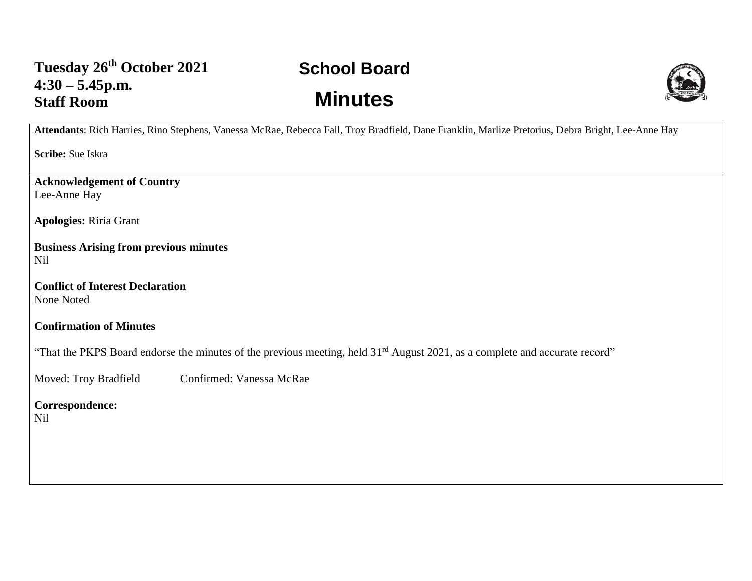**Tuesday 26th October 2021**
**4:30 – 5.45p.m.**
**Staff Room**

# School Board

# Minutes

**Attendants**: Rich Harries, Rino Stephens, Vanessa McRae, Rebecca Fall, Troy Bradfield, Dane Franklin, Marlize Pretorius, Debra Bright, Lee-Anne Hay

**Scribe:** Sue Iskra

**Acknowledgement of Country**
Lee-Anne Hay

**Apologies:** Riria Grant

**Business Arising from previous minutes**
Nil

**Conflict of Interest Declaration**
None Noted

**Confirmation of Minutes**

"That the PKPS Board endorse the minutes of the previous meeting, held 31st August 2021, as a complete and accurate record"

Moved: Troy Bradfield Confirmed: Vanessa McRae

**Correspondence:**
Nil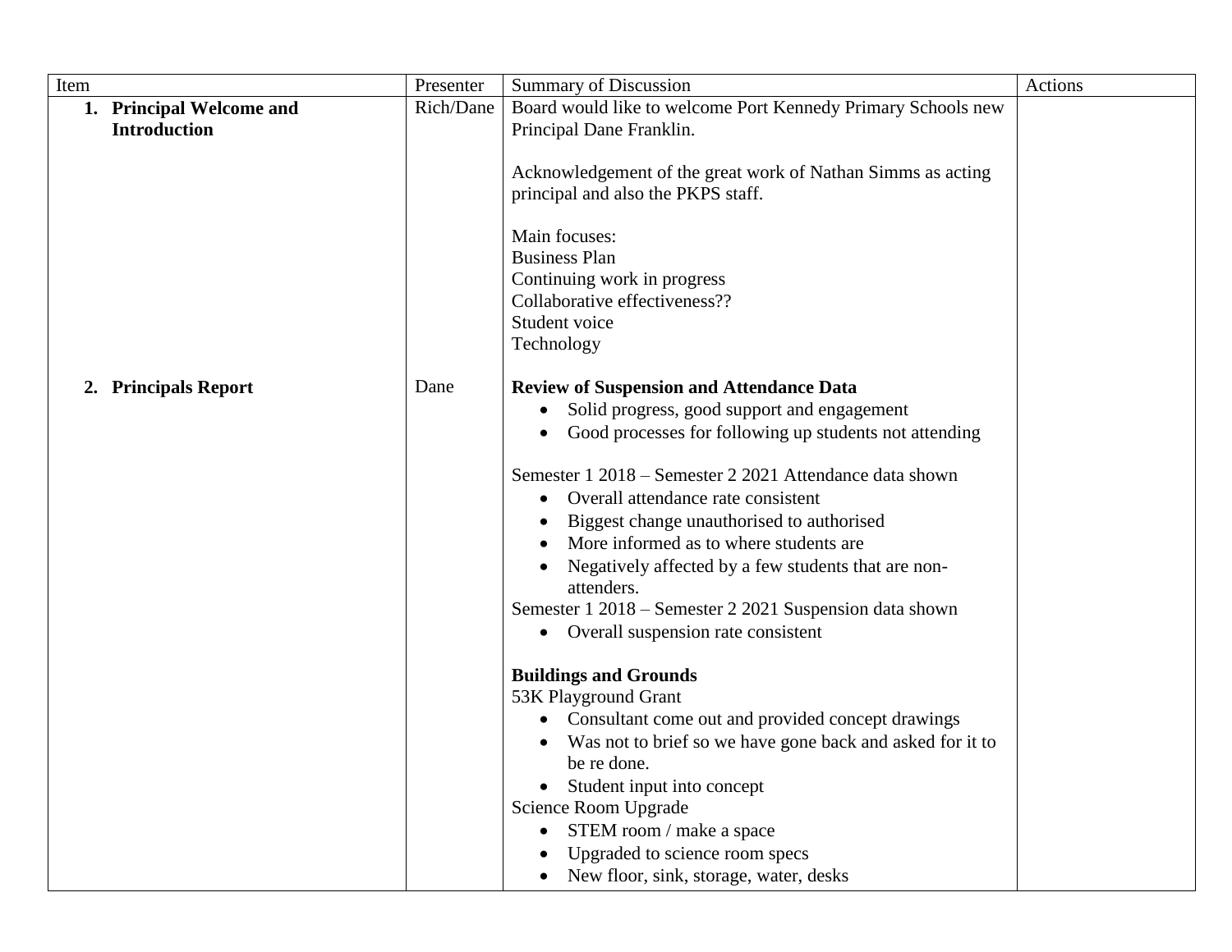| Item | Presenter | Summary of Discussion | Actions |
|---|---|---|---|
| 1. **Principal Welcome and Introduction** | Rich/Dane | Board would like to welcome Port Kennedy Primary Schools new Principal Dane Franklin.<br><br>Acknowledgement of the great work of Nathan Simms as acting principal and also the PKPS staff.<br><br>Main focuses:<br>Business Plan<br>Continuing work in progress<br>Collaborative effectiveness??<br>Student voice<br>Technology | |
| 2. **Principals Report** | Dane | **Review of Suspension and Attendance Data**<br>• Solid progress, good support and engagement<br>• Good processes for following up students not attending<br><br>Semester 1 2018 – Semester 2 2021 Attendance data shown<br>• Overall attendance rate consistent<br>• Biggest change unauthorised to authorised<br>• More informed as to where students are<br>• Negatively affected by a few students that are non-attenders.<br>Semester 1 2018 – Semester 2 2021 Suspension data shown<br>• Overall suspension rate consistent<br><br>**Buildings and Grounds**<br>53K Playground Grant<br>• Consultant come out and provided concept drawings<br>• Was not to brief so we have gone back and asked for it to be re done.<br>• Student input into concept<br>Science Room Upgrade<br>• STEM room / make a space<br>• Upgraded to science room specs<br>• New floor, sink, storage, water, desks | |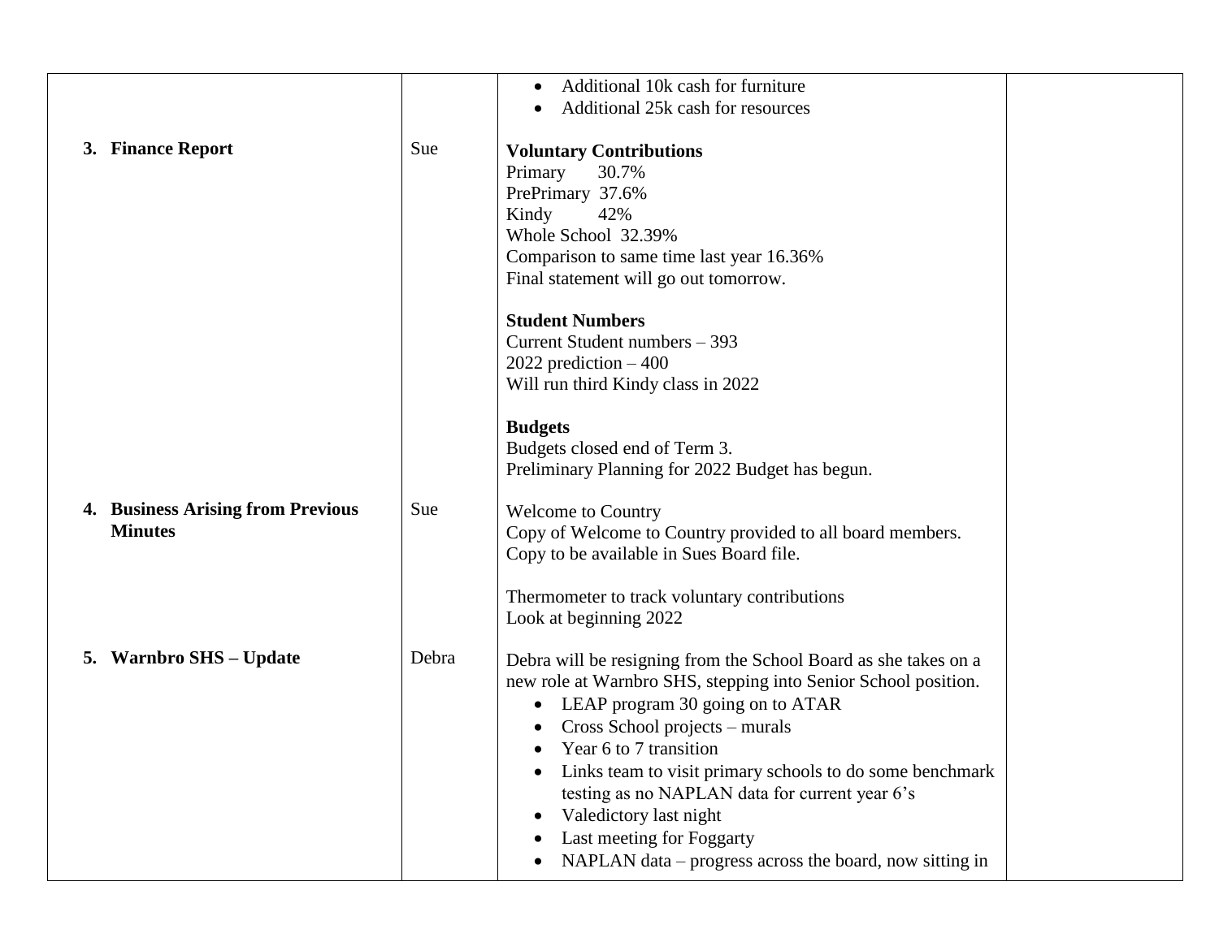| | | | |
|---|---|---|---|
| | | • Additional 10k cash for furniture<br>• Additional 25k cash for resources | |
| **3. Finance Report** | Sue | **Voluntary Contributions**<br>Primary 30.7%<br>PrePrimary 37.6%<br>Kindy 42%<br>Whole School 32.39%<br>Comparison to same time last year 16.36%<br>Final statement will go out tomorrow.<br><br>**Student Numbers**<br>Current Student numbers – 393<br>2022 prediction – 400<br>Will run third Kindy class in 2022<br><br>**Budgets**<br>Budgets closed end of Term 3.<br>Preliminary Planning for 2022 Budget has begun. | |
| **4. Business Arising from Previous Minutes** | Sue | Welcome to Country<br>Copy of Welcome to Country provided to all board members.<br>Copy to be available in Sues Board file.<br><br>Thermometer to track voluntary contributions<br>Look at beginning 2022 | |
| **5. Warnbro SHS – Update** | Debra | Debra will be resigning from the School Board as she takes on a new role at Warnbro SHS, stepping into Senior School position.<br>• LEAP program 30 going on to ATAR<br>• Cross School projects – murals<br>• Year 6 to 7 transition<br>• Links team to visit primary schools to do some benchmark testing as no NAPLAN data for current year 6's<br>• Valedictory last night<br>• Last meeting for Foggarty<br>• NAPLAN data – progress across the board, now sitting in | |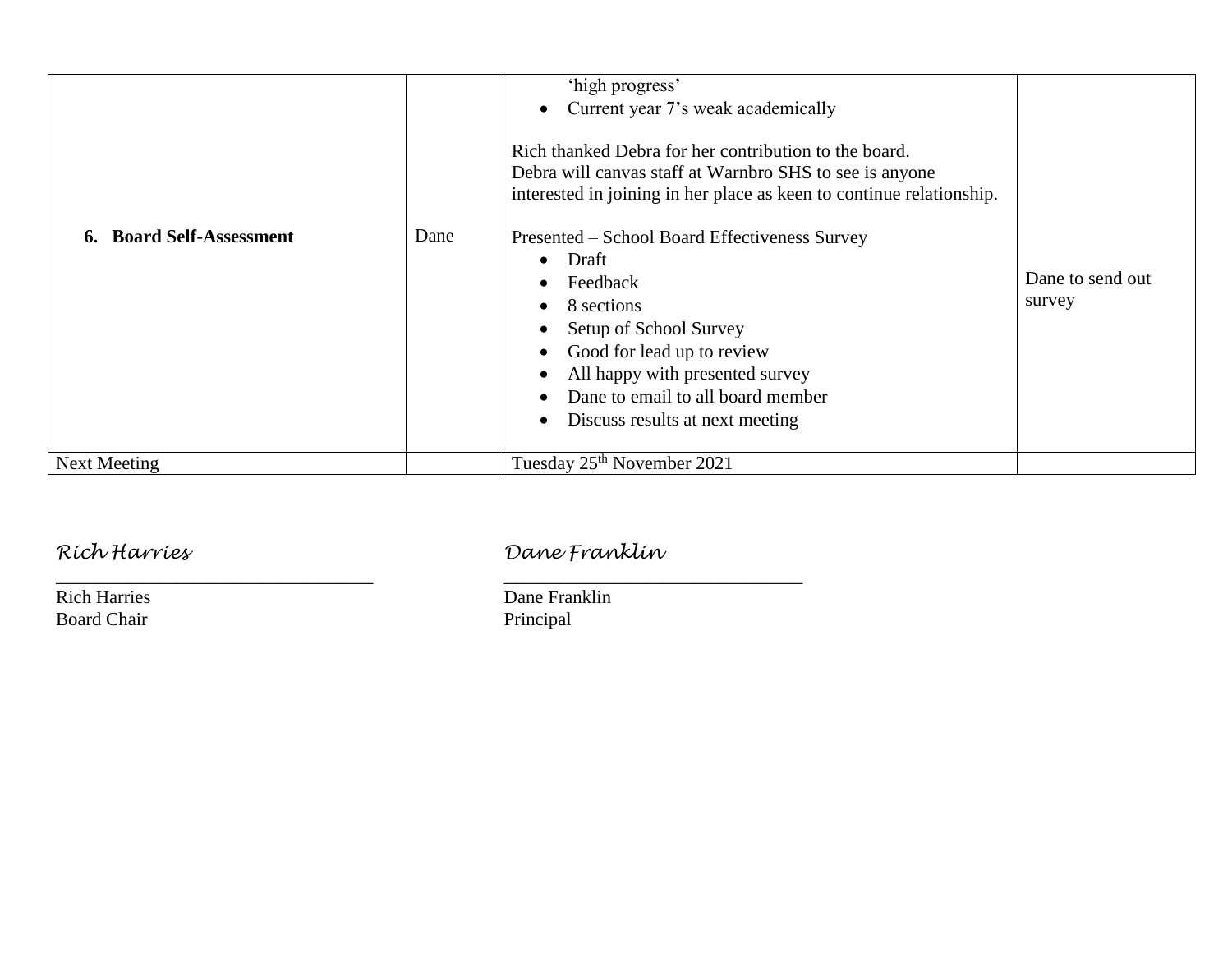| | | | |
|---|---|---|---|
| **6. Board Self-Assessment** | Dane | 'high progress'<br>• Current year 7's weak academically<br><br>Rich thanked Debra for her contribution to the board.<br>Debra will canvas staff at Warnbro SHS to see is anyone interested in joining in her place as keen to continue relationship.<br><br>Presented – School Board Effectiveness Survey<br>• Draft<br>• Feedback<br>• 8 sections<br>• Setup of School Survey<br>• Good for lead up to review<br>• All happy with presented survey<br>• Dane to email to all board member<br>• Discuss results at next meeting | Dane to send out survey |
| Next Meeting | | Tuesday 25th November 2021 | |

*Rich Harries*
_________________________________
Rich Harries
Board Chair

*Dane Franklin*
_______________________________
Dane Franklin
Principal